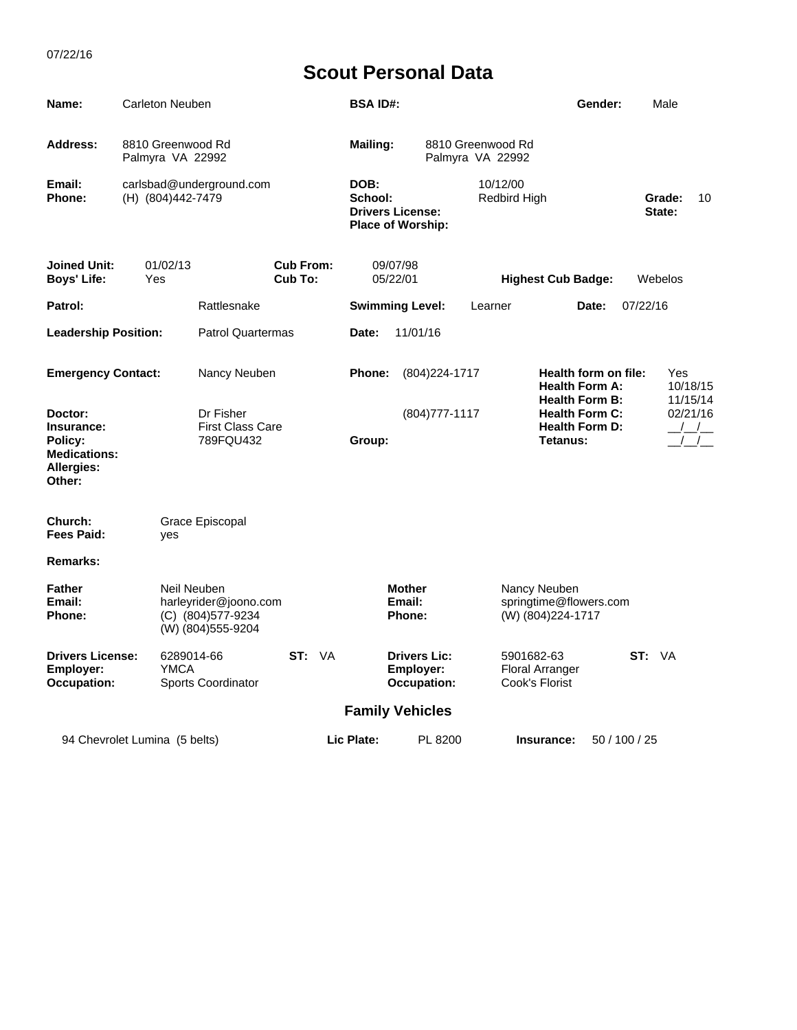07/22/16

# Scout Personal Data

| | | | | | |
|---|---|---|---|---|---|
| **Name:** | Carleton Neuben | **BSA ID#:** | | **Gender:** | Male |
| **Address:** | 8810 Greenwood Rd<br>Palmyra VA 22992 | **Mailing:** | 8810 Greenwood Rd<br>Palmyra VA 22992 | | |
| **Email:** | carlsbad@underground.com | **DOB:** | 10/12/00 | | |
| **Phone:** | (H) (804)442-7479 | **School:** | Redbird High | **Grade:** | 10 |
| | | **Drivers License:** | | **State:** | |
| | | **Place of Worship:** | | | |

| | | | | | |
|---|---|---|---|---|---|
| **Joined Unit:** | 01/02/13 | **Cub From:** | 09/07/98 | | |
| **Boys' Life:** | Yes | **Cub To:** | 05/22/01 | **Highest Cub Badge:** | Webelos |
| **Patrol:** | Rattlesnake | **Swimming Level:** | Learner | **Date:** | 07/22/16 |
| **Leadership Position:** | Patrol Quartermas | **Date:** | 11/01/16 | | |

| | | | | | |
|---|---|---|---|---|---|
| **Emergency Contact:** | Nancy Neuben | **Phone:** | (804)224-1717 | **Health form on file:** | Yes |
| | | | | **Health Form A:** | 10/18/15 |
| | | | | **Health Form B:** | 11/15/14 |
| **Doctor:** | Dr Fisher | | (804)777-1117 | **Health Form C:** | 02/21/16 |
| **Insurance:** | First Class Care | | | **Health Form D:** | __/__/__ |
| **Policy:** | 789FQU432 | **Group:** | | **Tetanus:** | __/__/__ |
| **Medications:** | | | | | |
| **Allergies:** | | | | | |
| **Other:** | | | | | |

**Church:** Grace Episcopal
**Fees Paid:** yes

**Remarks:**

| | | | | | | | |
|---|---|---|---|---|---|---|---|
| **Father** | Neil Neuben | | | **Mother** | Nancy Neuben | | |
| **Email:** | harleyrider@joono.com | | | **Email:** | springtime@flowers.com | | |
| **Phone:** | (C) (804)577-9234<br>(W) (804)555-9204 | | | **Phone:** | (W) (804)224-1717 | | |
| **Drivers License:** | 6289014-66 | **ST:** | VA | **Drivers Lic:** | 5901682-63 | **ST:** | VA |
| **Employer:** | YMCA | | | **Employer:** | Floral Arranger | | |
| **Occupation:** | Sports Coordinator | | | **Occupation:** | Cook's Florist | | |

## Family Vehicles

| Vehicle | Lic Plate: | | Insurance: | |
|---|---|---|---|---|
| 94 Chevrolet Lumina (5 belts) | **Lic Plate:** | PL 8200 | **Insurance:** | 50 / 100 / 25 |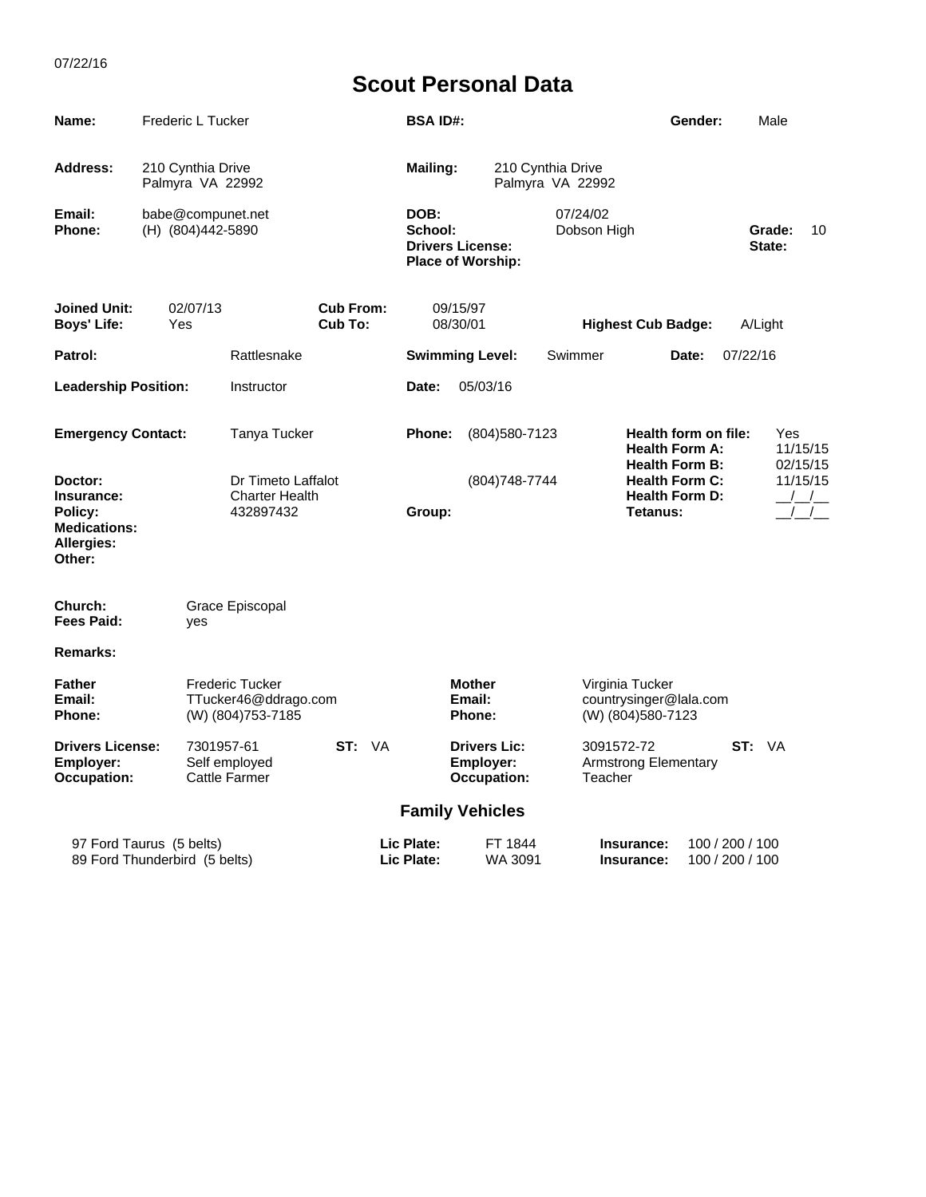07/22/16

# Scout Personal Data

| | | | | | |
|---|---|---|---|---|---|
| **Name:** | Frederic L Tucker | **BSA ID#:** | | **Gender:** | Male |
| **Address:** | 210 Cynthia Drive<br>Palmyra VA 22992 | **Mailing:** | 210 Cynthia Drive<br>Palmyra VA 22992 | | |
| **Email:** | babe@compunet.net | **DOB:** | 07/24/02 | | |
| **Phone:** | (H) (804)442-5890 | **School:** | Dobson High | **Grade:** | 10 |
| | | **Drivers License:** | | **State:** | |
| | | **Place of Worship:** | | | |

| | | | | | |
|---|---|---|---|---|---|
| **Joined Unit:** | 02/07/13 | **Cub From:** | 09/15/97 | | |
| **Boys' Life:** | Yes | **Cub To:** | 08/30/01 | **Highest Cub Badge:** | A/Light |
| **Patrol:** | Rattlesnake | **Swimming Level:** | Swimmer | **Date:** | 07/22/16 |
| **Leadership Position:** | Instructor | **Date:** | 05/03/16 | | |

| | | | | | |
|---|---|---|---|---|---|
| **Emergency Contact:** | Tanya Tucker | **Phone:** | (804)580-7123 | **Health form on file:** | Yes |
| | | | | **Health Form A:** | 11/15/15 |
| | | | | **Health Form B:** | 02/15/15 |
| **Doctor:** | Dr Timeto Laffalot | | (804)748-7744 | **Health Form C:** | 11/15/15 |
| **Insurance:** | Charter Health | | | **Health Form D:** | __/__/__ |
| **Policy:** | 432897432 | **Group:** | | **Tetanus:** | __/__/__ |
| **Medications:** | | | | | |
| **Allergies:** | | | | | |
| **Other:** | | | | | |

**Church:** Grace Episcopal
**Fees Paid:** yes

**Remarks:**

| | | | | | |
|---|---|---|---|---|---|
| **Father** | Frederic Tucker | | **Mother** | Virginia Tucker | |
| **Email:** | TTucker46@ddrago.com | | **Email:** | countrysinger@lala.com | |
| **Phone:** | (W) (804)753-7185 | | **Phone:** | (W) (804)580-7123 | |
| **Drivers License:** | 7301957-61 | **ST:** VA | **Drivers Lic:** | 3091572-72 | **ST:** VA |
| **Employer:** | Self employed | | **Employer:** | Armstrong Elementary | |
| **Occupation:** | Cattle Farmer | | **Occupation:** | Teacher | |

## Family Vehicles

| Vehicle | | | | |
|---|---|---|---|---|
| 97 Ford Taurus (5 belts) | **Lic Plate:** | FT 1844 | **Insurance:** | 100 / 200 / 100 |
| 89 Ford Thunderbird (5 belts) | **Lic Plate:** | WA 3091 | **Insurance:** | 100 / 200 / 100 |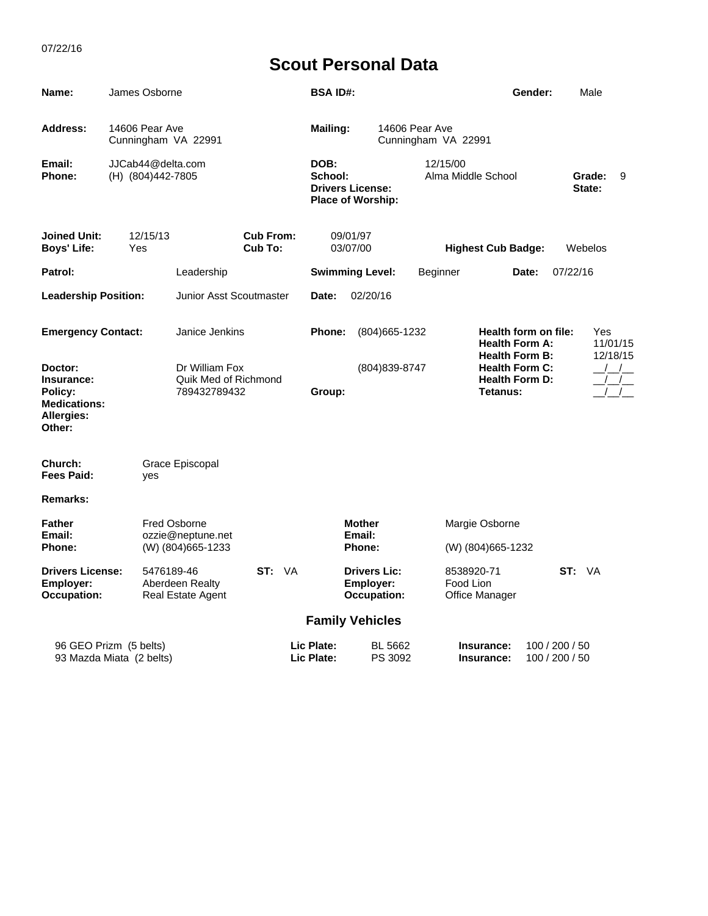07/22/16

# Scout Personal Data

**Name:** James Osborne  **BSA ID#:**  **Gender:** Male

**Address:** 14606 Pear Ave, Cunningham VA 22991  **Mailing:** 14606 Pear Ave, Cunningham VA 22991

**Email:** JJCab44@delta.com
**Phone:** (H) (804)442-7805

**DOB:** 12/15/00
**School:** Alma Middle School  **Grade:** 9
**Drivers License:**  **State:**
**Place of Worship:**

**Joined Unit:** 12/15/13  **Cub From:** 09/01/97
**Boys' Life:** Yes  **Cub To:** 03/07/00  **Highest Cub Badge:** Webelos

**Patrol:** Leadership  **Swimming Level:** Beginner  **Date:** 07/22/16

**Leadership Position:** Junior Asst Scoutmaster  **Date:** 02/20/16

**Emergency Contact:** Janice Jenkins  **Phone:** (804)665-1232

**Health form on file:** Yes
**Health Form A:** 11/01/15
**Health Form B:** 12/18/15
**Health Form C:** __/__/__
**Health Form D:** __/__/__
**Tetanus:** __/__/__

**Doctor:** Dr William Fox  (804)839-8747
**Insurance:** Quik Med of Richmond
**Policy:** 789432789432  **Group:**
**Medications:**
**Allergies:**
**Other:**

**Church:** Grace Episcopal
**Fees Paid:** yes

**Remarks:**

| | Father | | Mother |
|---|---|---|---|
| **Name** | Fred Osborne | | Margie Osborne |
| **Email:** | ozzie@neptune.net | | |
| **Phone:** | (W) (804)665-1233 | | (W) (804)665-1232 |
| **Drivers License:** | 5476189-46 (**ST:** VA) | | 8538920-71 (**ST:** VA) |
| **Employer:** | Aberdeen Realty | | Food Lion |
| **Occupation:** | Real Estate Agent | | Office Manager |

## Family Vehicles

| Vehicle | Lic Plate | Insurance |
|---|---|---|
| 96 GEO Prizm (5 belts) | BL 5662 | 100 / 200 / 50 |
| 93 Mazda Miata (2 belts) | PS 3092 | 100 / 200 / 50 |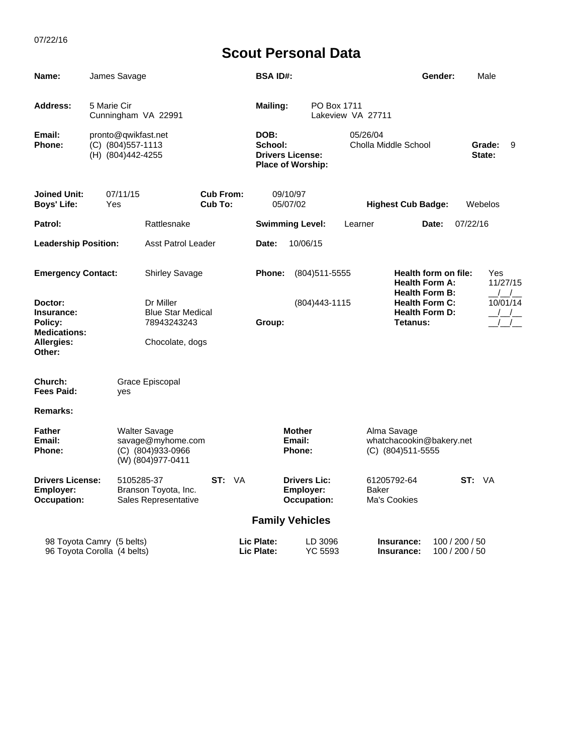07/22/16

# Scout Personal Data

| | | | | | |
|---|---|---|---|---|---|
| **Name:** | James Savage | **BSA ID#:** | | **Gender:** | Male |
| **Address:** | 5 Marie Cir<br>Cunningham VA 22991 | **Mailing:** | PO Box 1711<br>Lakeview VA 27711 | | |
| **Email:** | pronto@qwikfast.net | **DOB:** | 05/26/04 | | |
| **Phone:** | (C) (804)557-1113<br>(H) (804)442-4255 | **School:** | Cholla Middle School | **Grade:** | 9 |
| | | **Drivers License:** | | **State:** | |
| | | **Place of Worship:** | | | |

| | | | | | |
|---|---|---|---|---|---|
| **Joined Unit:** | 07/11/15 | **Cub From:** | 09/10/97 | | |
| **Boys' Life:** | Yes | **Cub To:** | 05/07/02 | **Highest Cub Badge:** | Webelos |
| **Patrol:** | Rattlesnake | **Swimming Level:** | Learner | **Date:** | 07/22/16 |
| **Leadership Position:** | Asst Patrol Leader | **Date:** | 10/06/15 | | |

| | | | | | |
|---|---|---|---|---|---|
| **Emergency Contact:** | Shirley Savage | **Phone:** | (804)511-5555 | **Health form on file:** | Yes |
| | | | | **Health Form A:** | 11/27/15 |
| | | | | **Health Form B:** | __/__/__ |
| **Doctor:** | Dr Miller | | (804)443-1115 | **Health Form C:** | 10/01/14 |
| **Insurance:** | Blue Star Medical | | | **Health Form D:** | __/__/__ |
| **Policy:** | 78943243243 | **Group:** | | **Tetanus:** | __/__/__ |
| **Medications:** | | | | | |
| **Allergies:** | Chocolate, dogs | | | | |
| **Other:** | | | | | |

**Church:** Grace Episcopal
**Fees Paid:** yes

**Remarks:**

| | | | | | | |
|---|---|---|---|---|---|---|
| **Father** | Walter Savage | | **Mother** | Alma Savage | | |
| **Email:** | savage@myhome.com | | **Email:** | whatchacookin@bakery.net | | |
| **Phone:** | (C) (804)933-0966<br>(W) (804)977-0411 | | **Phone:** | (C) (804)511-5555 | | |
| **Drivers License:** | 5105285-37 | **ST:** VA | **Drivers Lic:** | 61205792-64 | **ST:** VA | |
| **Employer:** | Branson Toyota, Inc. | | **Employer:** | Baker | | |
| **Occupation:** | Sales Representative | | **Occupation:** | Ma's Cookies | | |

## Family Vehicles

| Vehicle | | Plate | | Insurance |
|---|---|---|---|---|
| 98 Toyota Camry (5 belts) | **Lic Plate:** | LD 3096 | **Insurance:** | 100 / 200 / 50 |
| 96 Toyota Corolla (4 belts) | **Lic Plate:** | YC 5593 | **Insurance:** | 100 / 200 / 50 |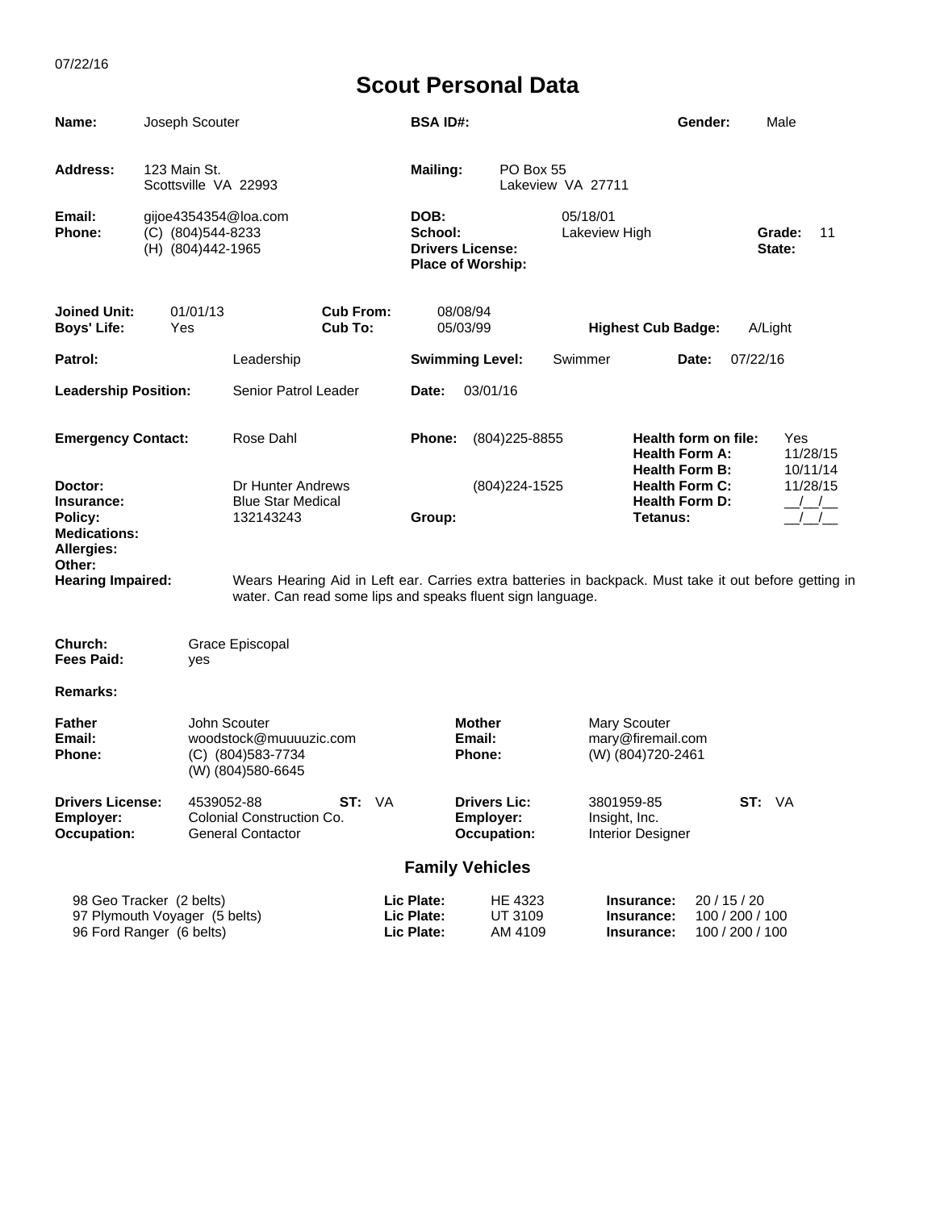07/22/16

# Scout Personal Data

| | | | | | |
|---|---|---|---|---|---|
| **Name:** | Joseph Scouter | **BSA ID#:** | | **Gender:** | Male |
| **Address:** | 123 Main St.<br>Scottsville VA 22993 | **Mailing:** | PO Box 55<br>Lakeview VA 27711 | | |
| **Email:** | gijoe4354354@loa.com | **DOB:** | 05/18/01 | | |
| **Phone:** | (C) (804)544-8233<br>(H) (804)442-1965 | **School:** | Lakeview High | **Grade:** | 11 |
| | | **Drivers License:** | | **State:** | |
| | | **Place of Worship:** | | | |

| | | | | | |
|---|---|---|---|---|---|
| **Joined Unit:** | 01/01/13 | **Cub From:** | 08/08/94 | | |
| **Boys' Life:** | Yes | **Cub To:** | 05/03/99 | **Highest Cub Badge:** | A/Light |
| **Patrol:** | Leadership | **Swimming Level:** | Swimmer | **Date:** | 07/22/16 |
| **Leadership Position:** | Senior Patrol Leader | **Date:** | 03/01/16 | | |

| | | | | | |
|---|---|---|---|---|---|
| **Emergency Contact:** | Rose Dahl | **Phone:** | (804)225-8855 | **Health form on file:** | Yes |
| | | | | **Health Form A:** | 11/28/15 |
| | | | | **Health Form B:** | 10/11/14 |
| **Doctor:** | Dr Hunter Andrews | | (804)224-1525 | **Health Form C:** | 11/28/15 |
| **Insurance:** | Blue Star Medical | | | **Health Form D:** | __/__/__ |
| **Policy:** | 132143243 | **Group:** | | **Tetanus:** | __/__/__ |

**Medications:**

**Allergies:**

**Other:**

**Hearing Impaired:** Wears Hearing Aid in Left ear. Carries extra batteries in backpack. Must take it out before getting in water. Can read some lips and speaks fluent sign language.

**Church:** Grace Episcopal

**Fees Paid:** yes

**Remarks:**

| | | | | | | | |
|---|---|---|---|---|---|---|---|
| **Father** | John Scouter | | | **Mother** | Mary Scouter | | |
| **Email:** | woodstock@muuuuzic.com | | | **Email:** | mary@firemail.com | | |
| **Phone:** | (C) (804)583-7734<br>(W) (804)580-6645 | | | **Phone:** | (W) (804)720-2461 | | |
| **Drivers License:** | 4539052-88 | **ST:** | VA | **Drivers Lic:** | 3801959-85 | **ST:** | VA |
| **Employer:** | Colonial Construction Co. | | | **Employer:** | Insight, Inc. | | |
| **Occupation:** | General Contactor | | | **Occupation:** | Interior Designer | | |

## Family Vehicles

| Vehicle | | Lic Plate | | Insurance |
|---|---|---|---|---|
| 98 Geo Tracker (2 belts) | **Lic Plate:** | HE 4323 | **Insurance:** | 20 / 15 / 20 |
| 97 Plymouth Voyager (5 belts) | **Lic Plate:** | UT 3109 | **Insurance:** | 100 / 200 / 100 |
| 96 Ford Ranger (6 belts) | **Lic Plate:** | AM 4109 | **Insurance:** | 100 / 200 / 100 |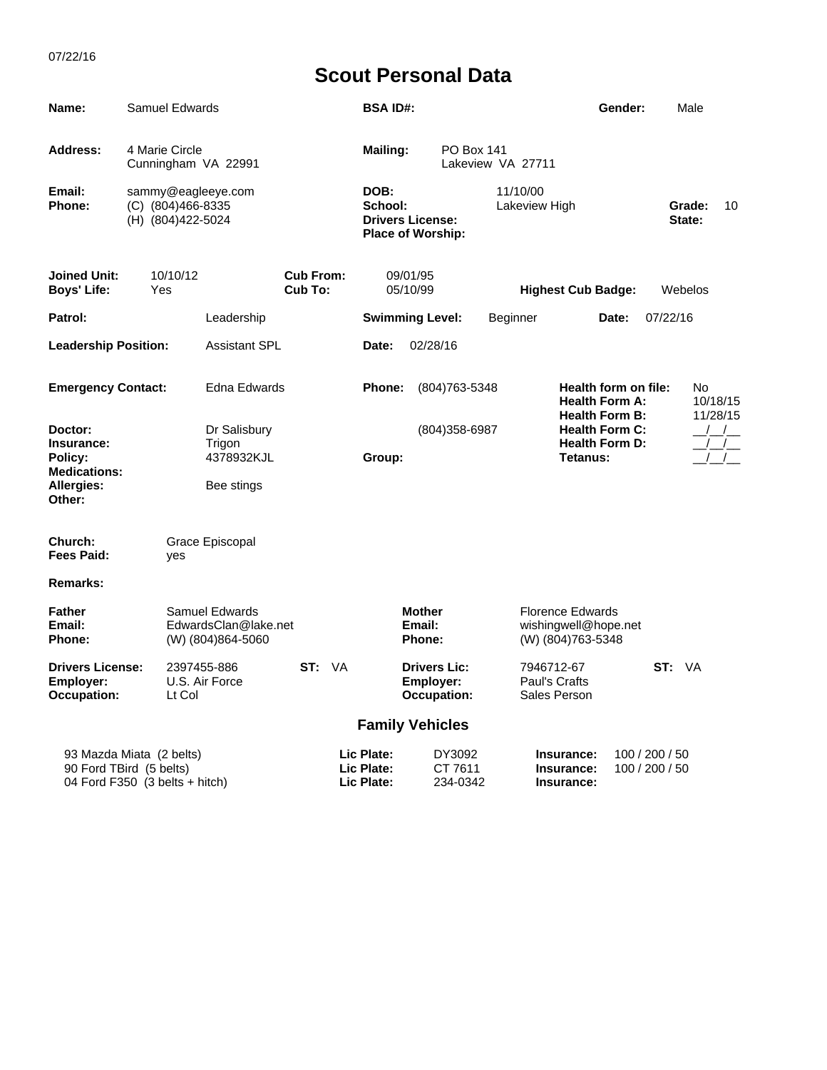07/22/16

# Scout Personal Data

| | | | | | |
|---|---|---|---|---|---|
| **Name:** | Samuel Edwards | **BSA ID#:** | | **Gender:** | Male |
| **Address:** | 4 Marie Circle<br>Cunningham VA 22991 | **Mailing:** | PO Box 141<br>Lakeview VA 27711 | | |
| **Email:** | sammy@eagleeye.com | **DOB:** | 11/10/00 | | |
| **Phone:** | (C) (804)466-8335<br>(H) (804)422-5024 | **School:** | Lakeview High | **Grade:** | 10 |
| | | **Drivers License:** | | **State:** | |
| | | **Place of Worship:** | | | |

| | | | | | |
|---|---|---|---|---|---|
| **Joined Unit:** | 10/10/12 | **Cub From:** | 09/01/95 | | |
| **Boys' Life:** | Yes | **Cub To:** | 05/10/99 | **Highest Cub Badge:** | Webelos |
| **Patrol:** | Leadership | **Swimming Level:** | Beginner | **Date:** | 07/22/16 |
| **Leadership Position:** | Assistant SPL | **Date:** | 02/28/16 | | |

| | | | | | |
|---|---|---|---|---|---|
| **Emergency Contact:** | Edna Edwards | **Phone:** | (804)763-5348 | **Health form on file:** | No |
| | | | | **Health Form A:** | 10/18/15 |
| | | | | **Health Form B:** | 11/28/15 |
| **Doctor:** | Dr Salisbury | | (804)358-6987 | **Health Form C:** | __/__/__ |
| **Insurance:** | Trigon | | | **Health Form D:** | __/__/__ |
| **Policy:** | 4378932KJL | **Group:** | | **Tetanus:** | __/__/__ |
| **Medications:** | | | | | |
| **Allergies:** | Bee stings | | | | |
| **Other:** | | | | | |

**Church:** Grace Episcopal
**Fees Paid:** yes

**Remarks:**

| | | | | | |
|---|---|---|---|---|---|
| **Father** | Samuel Edwards | | **Mother** | Florence Edwards | |
| **Email:** | EdwardsClan@lake.net | | **Email:** | wishingwell@hope.net | |
| **Phone:** | (W) (804)864-5060 | | **Phone:** | (W) (804)763-5348 | |
| **Drivers License:** | 2397455-886 | **ST:** VA | **Drivers Lic:** | 7946712-67 | **ST:** VA |
| **Employer:** | U.S. Air Force | | **Employer:** | Paul's Crafts | |
| **Occupation:** | Lt Col | | **Occupation:** | Sales Person | |

## Family Vehicles

| | | | | | |
|---|---|---|---|---|---|
| 93 Mazda Miata (2 belts) | **Lic Plate:** | DY3092 | **Insurance:** | 100 / 200 / 50 |
| 90 Ford TBird (5 belts) | **Lic Plate:** | CT 7611 | **Insurance:** | 100 / 200 / 50 |
| 04 Ford F350 (3 belts + hitch) | **Lic Plate:** | 234-0342 | **Insurance:** | |